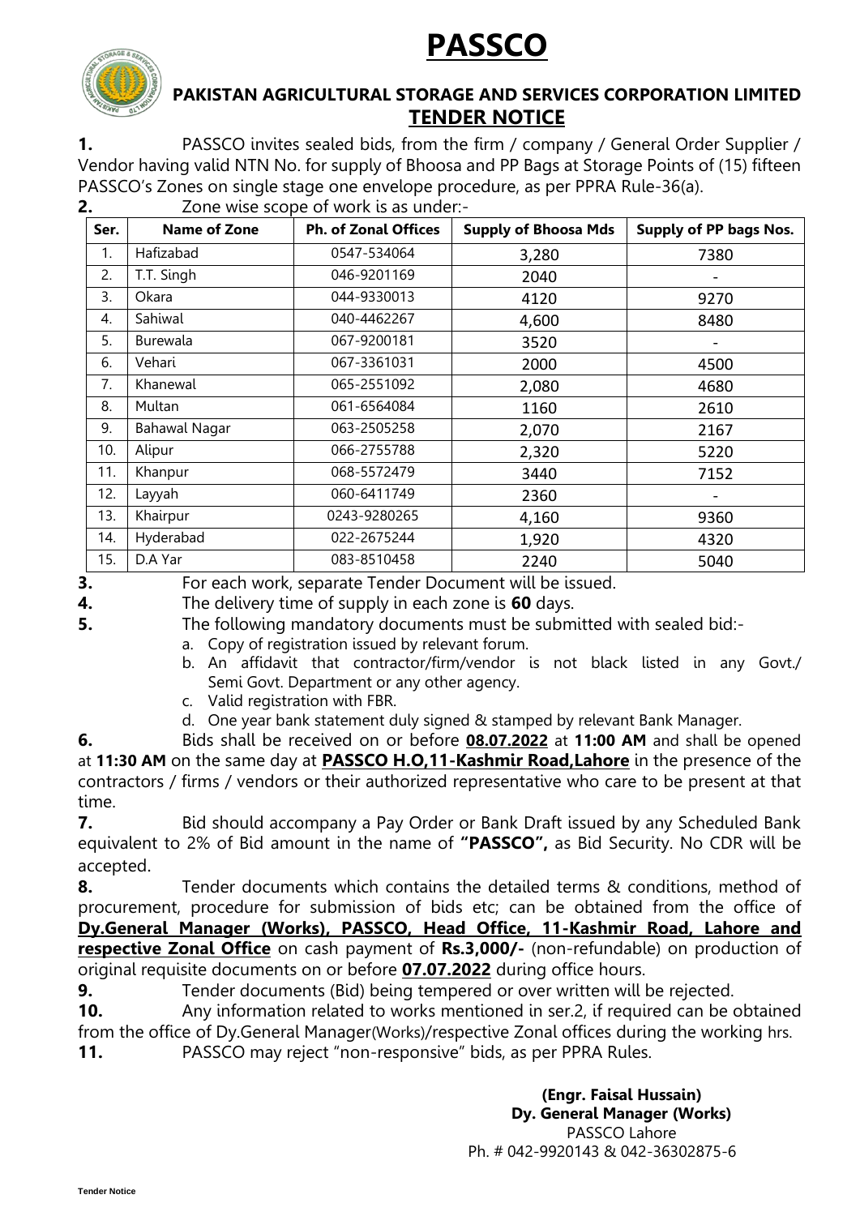# PASSCO

## PAKISTAN AGRICULTURAL STORAGE AND SERVICES CORPORATION LIMITED

## TENDER NOTICE

**1.** PASSCO invites sealed bids, from the firm / company / General Order Supplier / Vendor having valid NTN No. for supply of Bhoosa and PP Bags at Storage Points of (15) fifteen PASSCO's Zones on single stage one envelope procedure, as per PPRA Rule-36(a).

**2.** Zone wise scope of work is as under:-

| Ser. | Name of Zone | Ph. of Zonal Offices | Supply of Bhoosa Mds | Supply of PP bags Nos. |
|---|---|---|---|---|
| 1. | Hafizabad | 0547-534064 | 3,280 | 7380 |
| 2. | T.T. Singh | 046-9201169 | 2040 | - |
| 3. | Okara | 044-9330013 | 4120 | 9270 |
| 4. | Sahiwal | 040-4462267 | 4,600 | 8480 |
| 5. | Burewala | 067-9200181 | 3520 | - |
| 6. | Vehari | 067-3361031 | 2000 | 4500 |
| 7. | Khanewal | 065-2551092 | 2,080 | 4680 |
| 8. | Multan | 061-6564084 | 1160 | 2610 |
| 9. | Bahawal Nagar | 063-2505258 | 2,070 | 2167 |
| 10. | Alipur | 066-2755788 | 2,320 | 5220 |
| 11. | Khanpur | 068-5572479 | 3440 | 7152 |
| 12. | Layyah | 060-6411749 | 2360 | - |
| 13. | Khairpur | 0243-9280265 | 4,160 | 9360 |
| 14. | Hyderabad | 022-2675244 | 1,920 | 4320 |
| 15. | D.A Yar | 083-8510458 | 2240 | 5040 |

**3.** For each work, separate Tender Document will be issued.

**4.** The delivery time of supply in each zone is **60** days.

**5.** The following mandatory documents must be submitted with sealed bid:-

a. Copy of registration issued by relevant forum.
b. An affidavit that contractor/firm/vendor is not black listed in any Govt./ Semi Govt. Department or any other agency.
c. Valid registration with FBR.
d. One year bank statement duly signed & stamped by relevant Bank Manager.

**6.** Bids shall be received on or before **08.07.2022** at **11:00 AM** and shall be opened at **11:30 AM** on the same day at **PASSCO H.O,11-Kashmir Road,Lahore** in the presence of the contractors / firms / vendors or their authorized representative who care to be present at that time.

**7.** Bid should accompany a Pay Order or Bank Draft issued by any Scheduled Bank equivalent to 2% of Bid amount in the name of **"PASSCO",** as Bid Security. No CDR will be accepted.

**8.** Tender documents which contains the detailed terms & conditions, method of procurement, procedure for submission of bids etc; can be obtained from the office of **Dy.General Manager (Works), PASSCO, Head Office, 11-Kashmir Road, Lahore and respective Zonal Office** on cash payment of **Rs.3,000/-** (non-refundable) on production of original requisite documents on or before **07.07.2022** during office hours.

**9.** Tender documents (Bid) being tempered or over written will be rejected.

**10.** Any information related to works mentioned in ser.2, if required can be obtained from the office of Dy.General Manager(Works)/respective Zonal offices during the working hrs.

**11.** PASSCO may reject "non-responsive" bids, as per PPRA Rules.

**(Engr. Faisal Hussain)**
**Dy. General Manager (Works)**
PASSCO Lahore
Ph. # 042-9920143 & 042-36302875-6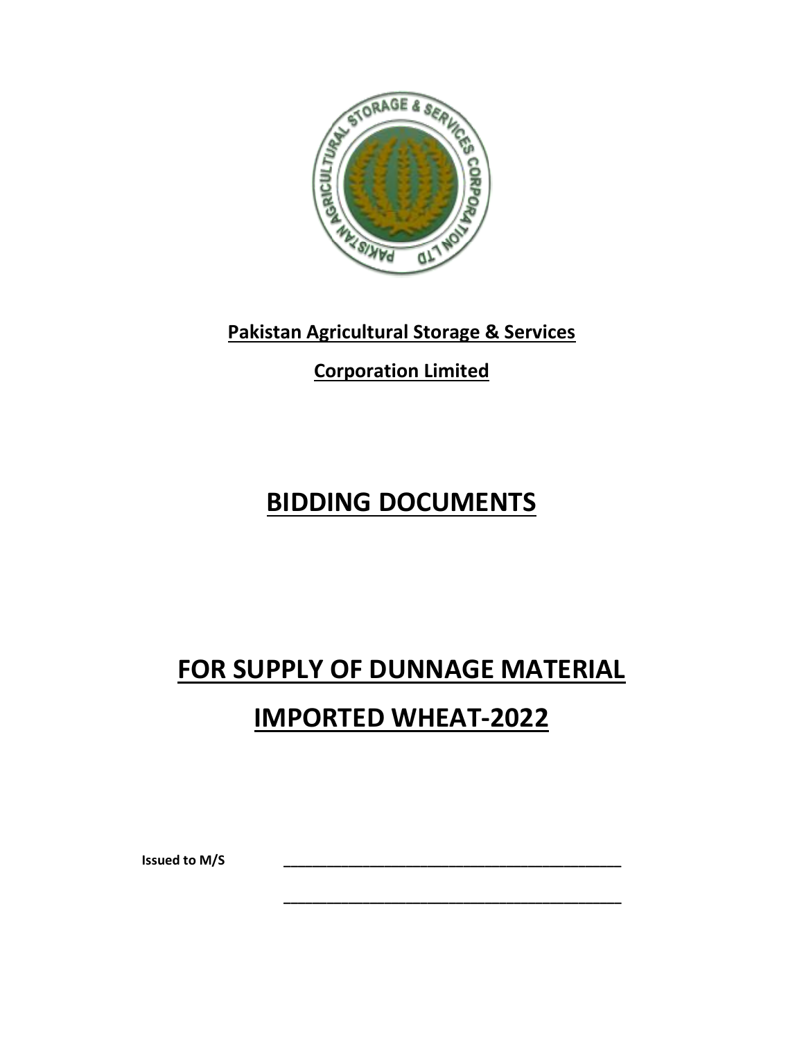**Pakistan Agricultural Storage & Services**

**Corporation Limited**

# BIDDING DOCUMENTS

# FOR SUPPLY OF DUNNAGE MATERIAL

# IMPORTED WHEAT-2022

**Issued to M/S** \_\_\_\_\_\_\_\_\_\_\_\_\_\_\_\_\_\_\_\_\_\_\_\_\_\_\_\_\_\_\_\_\_\_\_\_\_\_\_\_\_\_

\_\_\_\_\_\_\_\_\_\_\_\_\_\_\_\_\_\_\_\_\_\_\_\_\_\_\_\_\_\_\_\_\_\_\_\_\_\_\_\_\_\_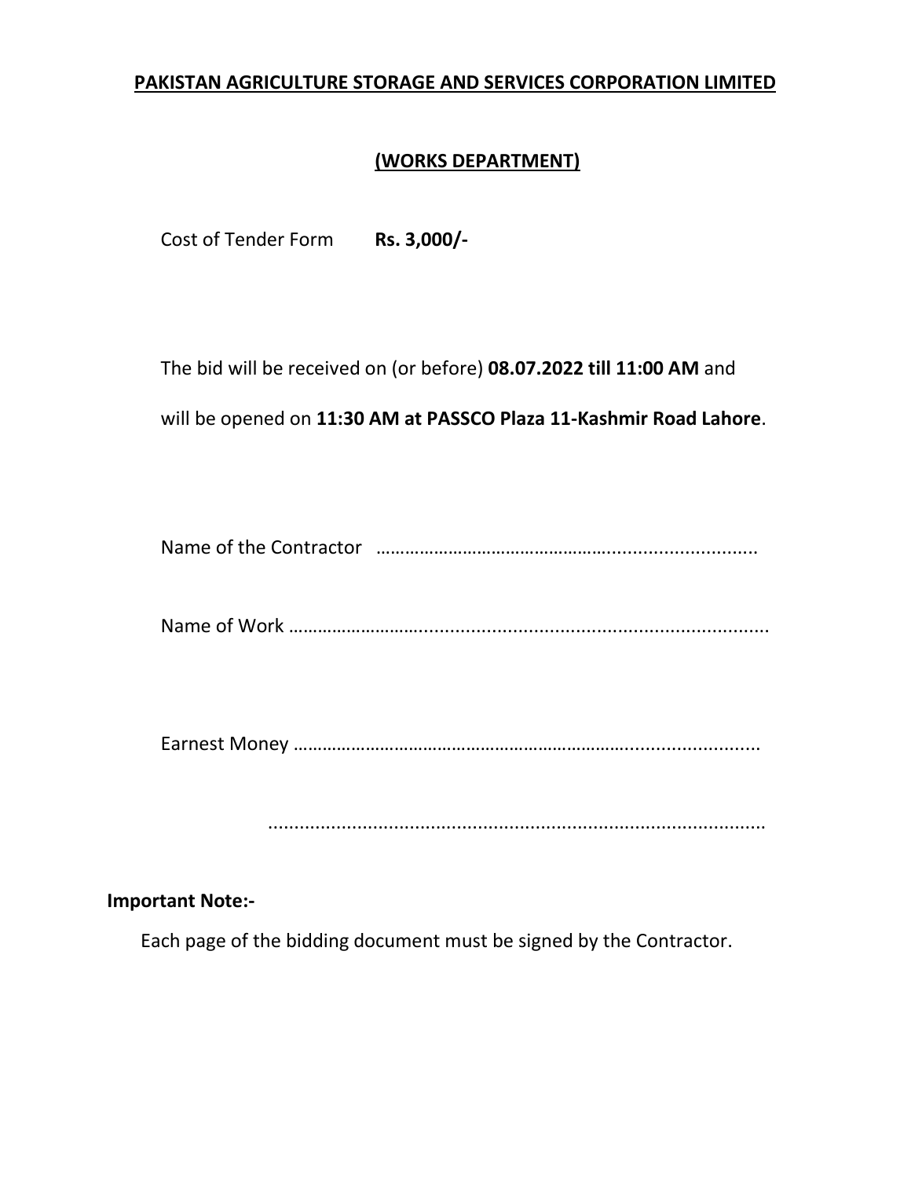**PAKISTAN AGRICULTURE STORAGE AND SERVICES CORPORATION LIMITED**

**(WORKS DEPARTMENT)**

Cost of Tender Form **Rs. 3,000/-**

The bid will be received on (or before) **08.07.2022 till 11:00 AM** and will be opened on **11:30 AM at PASSCO Plaza 11-Kashmir Road Lahore**.

Name of the Contractor ……………………………………………………………………

Name of Work ……………………………………………………………………………………

Earnest Money ……………………………………………………………………………………

……………………………………………………………………………………

**Important Note:-**

Each page of the bidding document must be signed by the Contractor.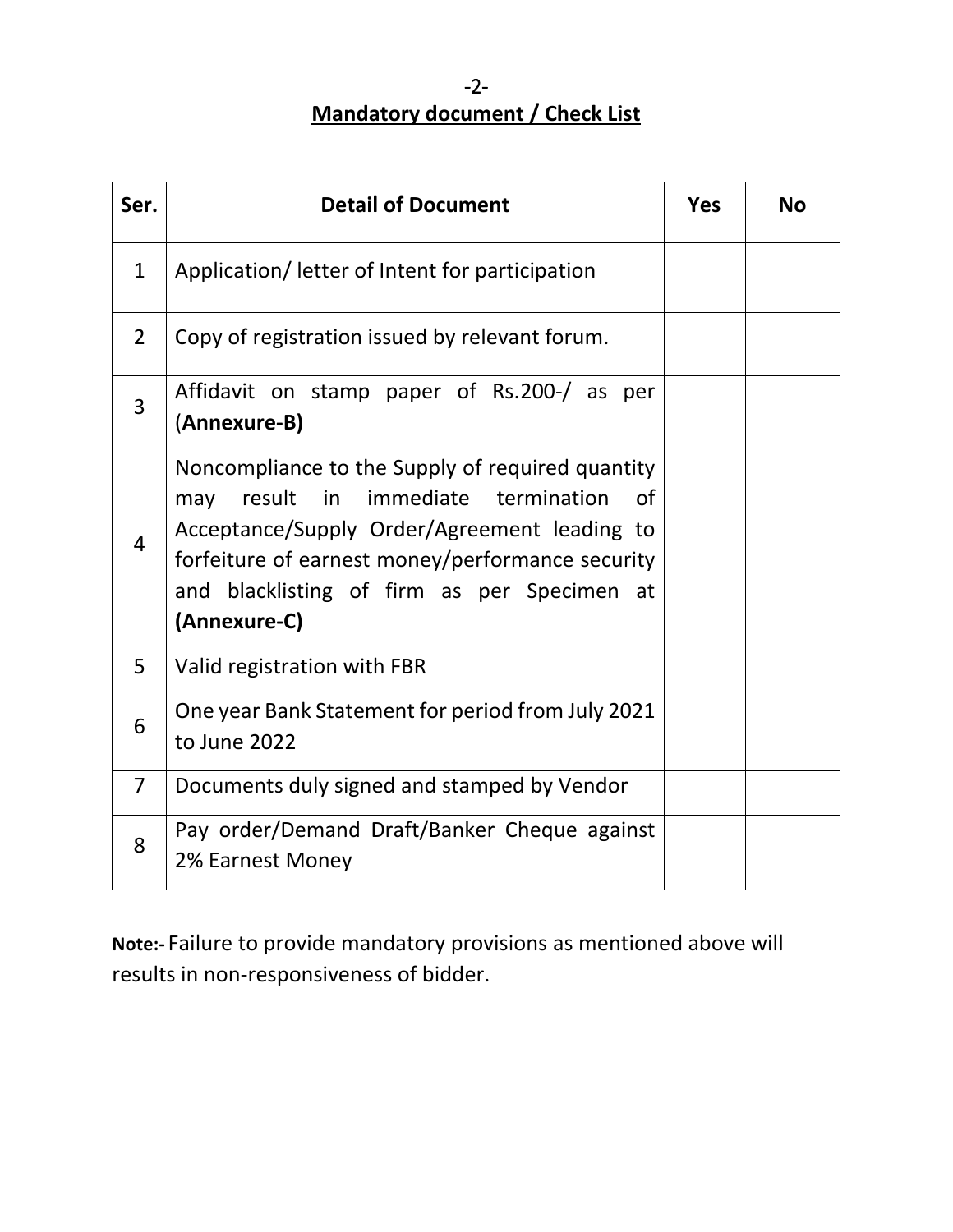## Mandatory document / Check List

| Ser. | Detail of Document | Yes | No |
|---|---|---|---|
| 1 | Application/ letter of Intent for participation | | |
| 2 | Copy of registration issued by relevant forum. | | |
| 3 | Affidavit on stamp paper of Rs.200-/ as per (**Annexure-B)** | | |
| 4 | Noncompliance to the Supply of required quantity may result in immediate termination of Acceptance/Supply Order/Agreement leading to forfeiture of earnest money/performance security and blacklisting of firm as per Specimen at **(Annexure-C)** | | |
| 5 | Valid registration with FBR | | |
| 6 | One year Bank Statement for period from July 2021 to June 2022 | | |
| 7 | Documents duly signed and stamped by Vendor | | |
| 8 | Pay order/Demand Draft/Banker Cheque against 2% Earnest Money | | |

**Note:-** Failure to provide mandatory provisions as mentioned above will results in non-responsiveness of bidder.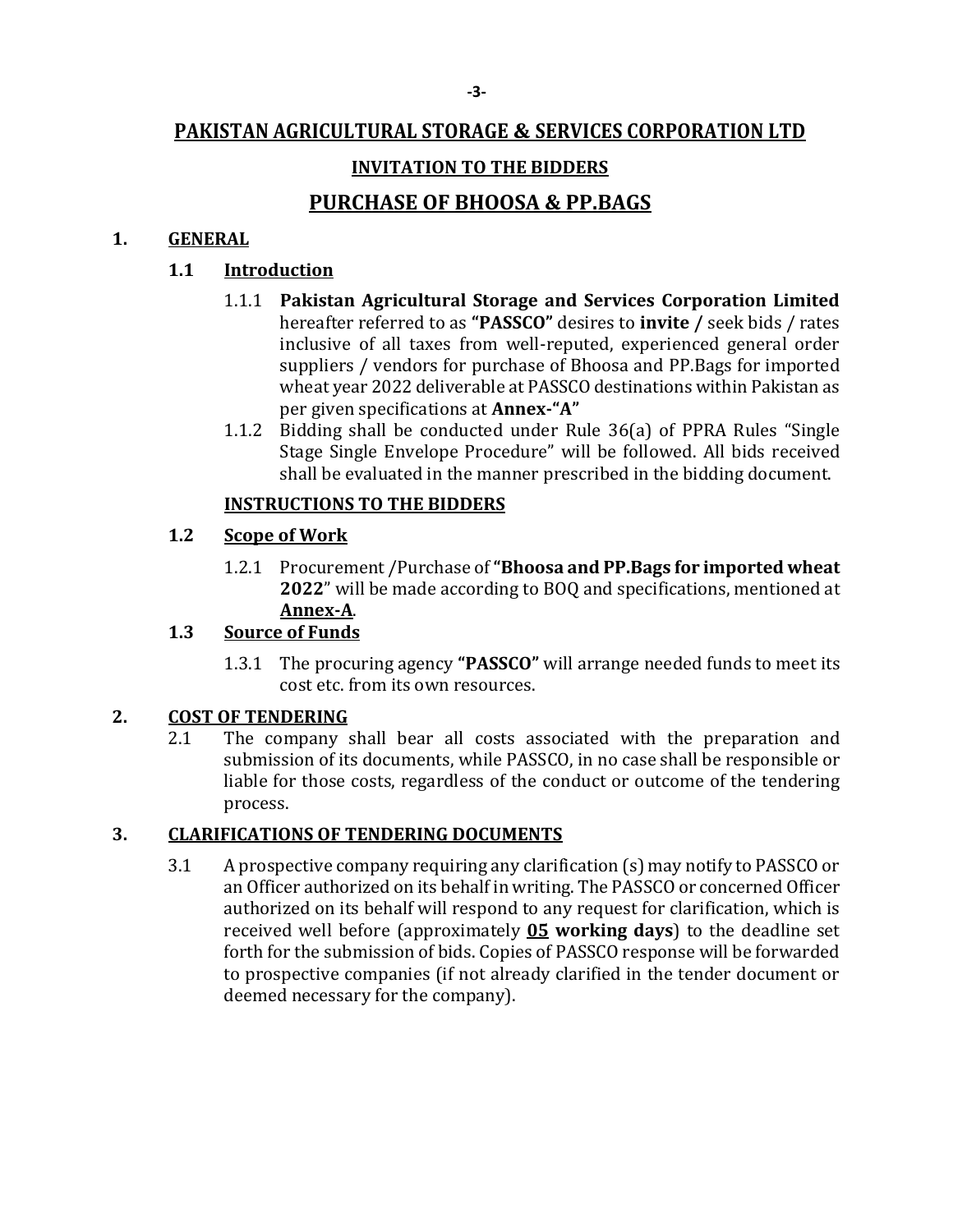# PAKISTAN AGRICULTURAL STORAGE & SERVICES CORPORATION LTD

## INVITATION TO THE BIDDERS

## PURCHASE OF BHOOSA & PP.BAGS

### 1. GENERAL

#### 1.1 Introduction

1.1.1 **Pakistan Agricultural Storage and Services Corporation Limited** hereafter referred to as **"PASSCO"** desires to **invite /** seek bids / rates inclusive of all taxes from well-reputed, experienced general order suppliers / vendors for purchase of Bhoosa and PP.Bags for imported wheat year 2022 deliverable at PASSCO destinations within Pakistan as per given specifications at **Annex-"A"**

1.1.2 Bidding shall be conducted under Rule 36(a) of PPRA Rules "Single Stage Single Envelope Procedure" will be followed. All bids received shall be evaluated in the manner prescribed in the bidding document.

**INSTRUCTIONS TO THE BIDDERS**

#### 1.2 Scope of Work

1.2.1 Procurement /Purchase of **"Bhoosa and PP.Bags for imported wheat 2022"** will be made according to BOQ and specifications, mentioned at **Annex-A**.

#### 1.3 Source of Funds

1.3.1 The procuring agency **"PASSCO"** will arrange needed funds to meet its cost etc. from its own resources.

### 2. COST OF TENDERING

2.1 The company shall bear all costs associated with the preparation and submission of its documents, while PASSCO, in no case shall be responsible or liable for those costs, regardless of the conduct or outcome of the tendering process.

### 3. CLARIFICATIONS OF TENDERING DOCUMENTS

3.1 A prospective company requiring any clarification (s) may notify to PASSCO or an Officer authorized on its behalf in writing. The PASSCO or concerned Officer authorized on its behalf will respond to any request for clarification, which is received well before (approximately **05 working days**) to the deadline set forth for the submission of bids. Copies of PASSCO response will be forwarded to prospective companies (if not already clarified in the tender document or deemed necessary for the company).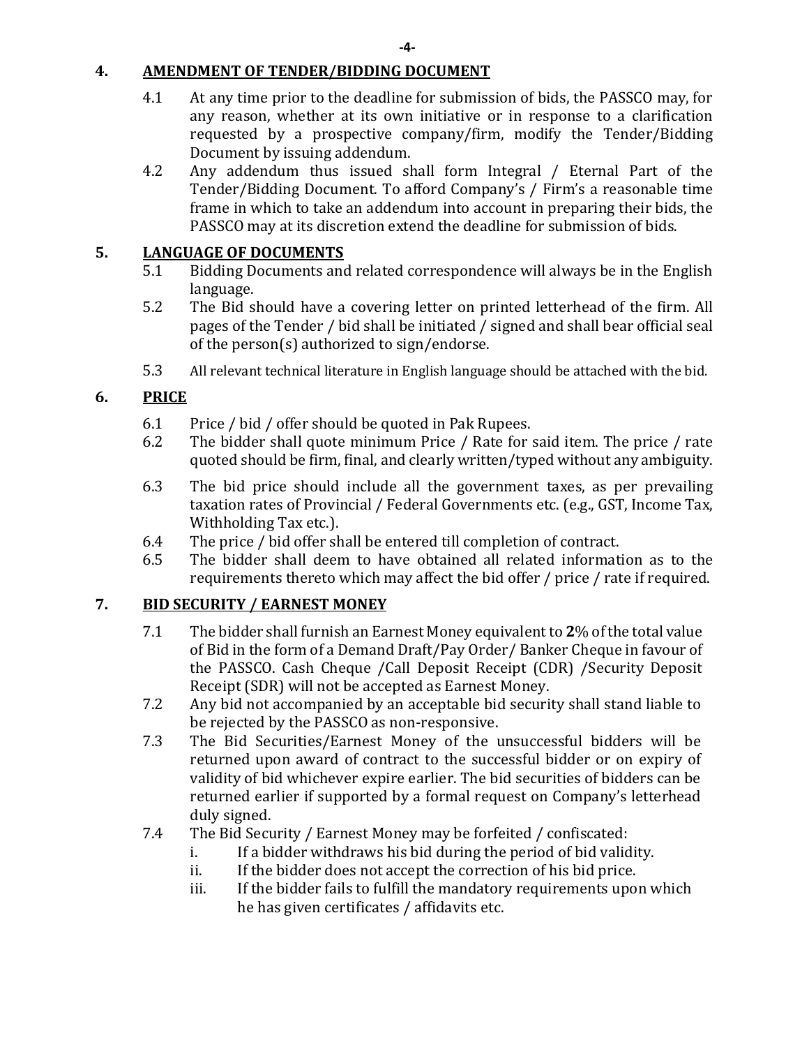## 4. AMENDMENT OF TENDER/BIDDING DOCUMENT

4.1 At any time prior to the deadline for submission of bids, the PASSCO may, for any reason, whether at its own initiative or in response to a clarification requested by a prospective company/firm, modify the Tender/Bidding Document by issuing addendum.

4.2 Any addendum thus issued shall form Integral / Eternal Part of the Tender/Bidding Document. To afford Company's / Firm's a reasonable time frame in which to take an addendum into account in preparing their bids, the PASSCO may at its discretion extend the deadline for submission of bids.

## 5. LANGUAGE OF DOCUMENTS

5.1 Bidding Documents and related correspondence will always be in the English language.

5.2 The Bid should have a covering letter on printed letterhead of the firm. All pages of the Tender / bid shall be initiated / signed and shall bear official seal of the person(s) authorized to sign/endorse.

5.3 All relevant technical literature in English language should be attached with the bid.

## 6. PRICE

6.1 Price / bid / offer should be quoted in Pak Rupees.

6.2 The bidder shall quote minimum Price / Rate for said item. The price / rate quoted should be firm, final, and clearly written/typed without any ambiguity.

6.3 The bid price should include all the government taxes, as per prevailing taxation rates of Provincial / Federal Governments etc. (e.g., GST, Income Tax, Withholding Tax etc.).

6.4 The price / bid offer shall be entered till completion of contract.

6.5 The bidder shall deem to have obtained all related information as to the requirements thereto which may affect the bid offer / price / rate if required.

## 7. BID SECURITY / EARNEST MONEY

7.1 The bidder shall furnish an Earnest Money equivalent to **2**% of the total value of Bid in the form of a Demand Draft/Pay Order/ Banker Cheque in favour of the PASSCO. Cash Cheque /Call Deposit Receipt (CDR) /Security Deposit Receipt (SDR) will not be accepted as Earnest Money.

7.2 Any bid not accompanied by an acceptable bid security shall stand liable to be rejected by the PASSCO as non-responsive.

7.3 The Bid Securities/Earnest Money of the unsuccessful bidders will be returned upon award of contract to the successful bidder or on expiry of validity of bid whichever expire earlier. The bid securities of bidders can be returned earlier if supported by a formal request on Company's letterhead duly signed.

7.4 The Bid Security / Earnest Money may be forfeited / confiscated:

i. If a bidder withdraws his bid during the period of bid validity.

ii. If the bidder does not accept the correction of his bid price.

iii. If the bidder fails to fulfill the mandatory requirements upon which he has given certificates / affidavits etc.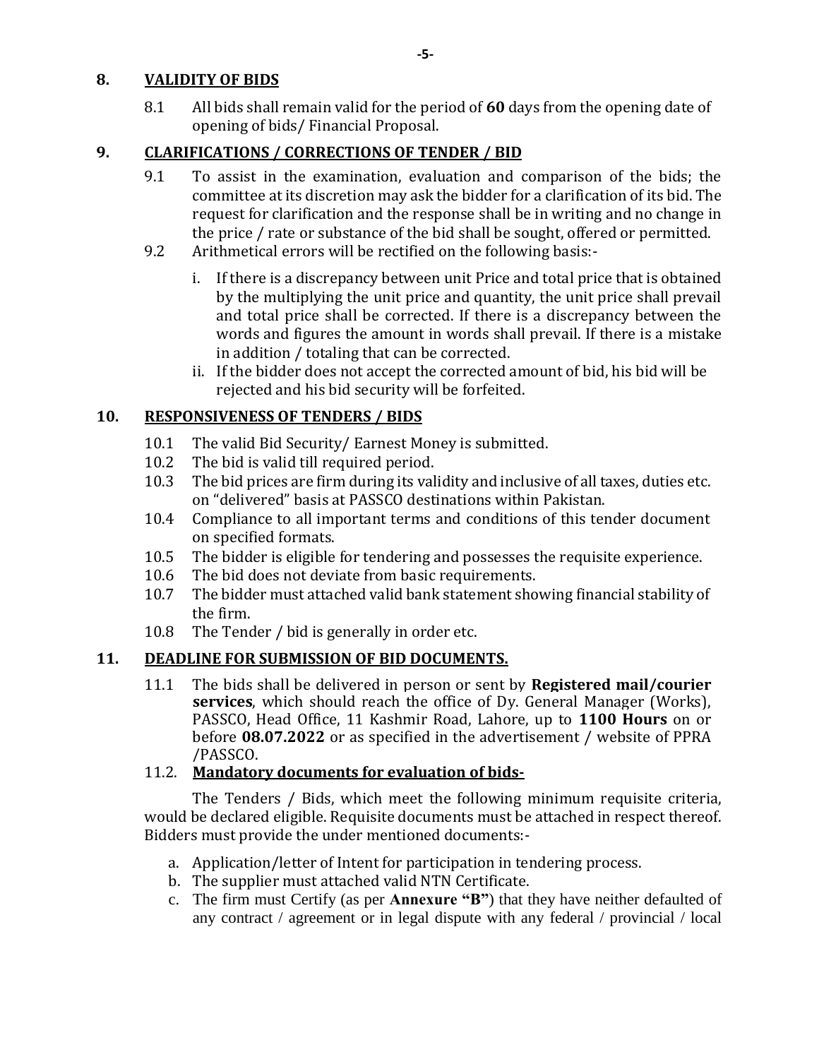## 8. VALIDITY OF BIDS

8.1 All bids shall remain valid for the period of **60** days from the opening date of opening of bids/ Financial Proposal.

## 9. CLARIFICATIONS / CORRECTIONS OF TENDER / BID

9.1 To assist in the examination, evaluation and comparison of the bids; the committee at its discretion may ask the bidder for a clarification of its bid. The request for clarification and the response shall be in writing and no change in the price / rate or substance of the bid shall be sought, offered or permitted.

9.2 Arithmetical errors will be rectified on the following basis:-

i. If there is a discrepancy between unit Price and total price that is obtained by the multiplying the unit price and quantity, the unit price shall prevail and total price shall be corrected. If there is a discrepancy between the words and figures the amount in words shall prevail. If there is a mistake in addition / totaling that can be corrected.

ii. If the bidder does not accept the corrected amount of bid, his bid will be rejected and his bid security will be forfeited.

## 10. RESPONSIVENESS OF TENDERS / BIDS

10.1 The valid Bid Security/ Earnest Money is submitted.

10.2 The bid is valid till required period.

10.3 The bid prices are firm during its validity and inclusive of all taxes, duties etc. on "delivered" basis at PASSCO destinations within Pakistan.

10.4 Compliance to all important terms and conditions of this tender document on specified formats.

10.5 The bidder is eligible for tendering and possesses the requisite experience.

10.6 The bid does not deviate from basic requirements.

10.7 The bidder must attached valid bank statement showing financial stability of the firm.

10.8 The Tender / bid is generally in order etc.

## 11. DEADLINE FOR SUBMISSION OF BID DOCUMENTS.

11.1 The bids shall be delivered in person or sent by **Registered mail/courier services**, which should reach the office of Dy. General Manager (Works), PASSCO, Head Office, 11 Kashmir Road, Lahore, up to **1100 Hours** on or before **08.07.2022** or as specified in the advertisement / website of PPRA /PASSCO.

11.2. **Mandatory documents for evaluation of bids-**

The Tenders / Bids, which meet the following minimum requisite criteria, would be declared eligible. Requisite documents must be attached in respect thereof. Bidders must provide the under mentioned documents:-

a. Application/letter of Intent for participation in tendering process.

b. The supplier must attached valid NTN Certificate.

c. The firm must Certify (as per **Annexure "B"**) that they have neither defaulted of any contract / agreement or in legal dispute with any federal / provincial / local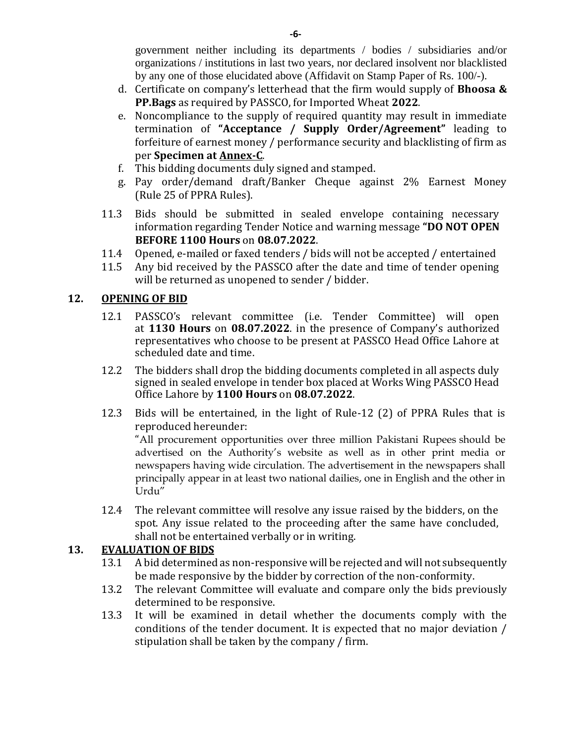government neither including its departments / bodies / subsidiaries and/or organizations / institutions in last two years, nor declared insolvent nor blacklisted by any one of those elucidated above (Affidavit on Stamp Paper of Rs. 100/-).

d. Certificate on company's letterhead that the firm would supply of **Bhoosa & PP.Bags** as required by PASSCO, for Imported Wheat **2022**.

e. Noncompliance to the supply of required quantity may result in immediate termination of **"Acceptance / Supply Order/Agreement"** leading to forfeiture of earnest money / performance security and blacklisting of firm as per **Specimen at <u>Annex-C</u>**.

f. This bidding documents duly signed and stamped.

g. Pay order/demand draft/Banker Cheque against 2% Earnest Money (Rule 25 of PPRA Rules).

11.3 Bids should be submitted in sealed envelope containing necessary information regarding Tender Notice and warning message **"DO NOT OPEN BEFORE 1100 Hours** on **08.07.2022**.

11.4 Opened, e-mailed or faxed tenders / bids will not be accepted / entertained

11.5 Any bid received by the PASSCO after the date and time of tender opening will be returned as unopened to sender / bidder.

## 12. OPENING OF BID

12.1 PASSCO's relevant committee (i.e. Tender Committee) will open at **1130 Hours** on **08.07.2022**. in the presence of Company's authorized representatives who choose to be present at PASSCO Head Office Lahore at scheduled date and time.

12.2 The bidders shall drop the bidding documents completed in all aspects duly signed in sealed envelope in tender box placed at Works Wing PASSCO Head Office Lahore by **1100 Hours** on **08.07.2022**.

12.3 Bids will be entertained, in the light of Rule-12 (2) of PPRA Rules that is reproduced hereunder:

"All procurement opportunities over three million Pakistani Rupees should be advertised on the Authority's website as well as in other print media or newspapers having wide circulation. The advertisement in the newspapers shall principally appear in at least two national dailies, one in English and the other in Urdu"

12.4 The relevant committee will resolve any issue raised by the bidders, on the spot. Any issue related to the proceeding after the same have concluded, shall not be entertained verbally or in writing.

## 13. EVALUATION OF BIDS

13.1 A bid determined as non-responsive will be rejected and will not subsequently be made responsive by the bidder by correction of the non-conformity.

13.2 The relevant Committee will evaluate and compare only the bids previously determined to be responsive.

13.3 It will be examined in detail whether the documents comply with the conditions of the tender document. It is expected that no major deviation / stipulation shall be taken by the company / firm.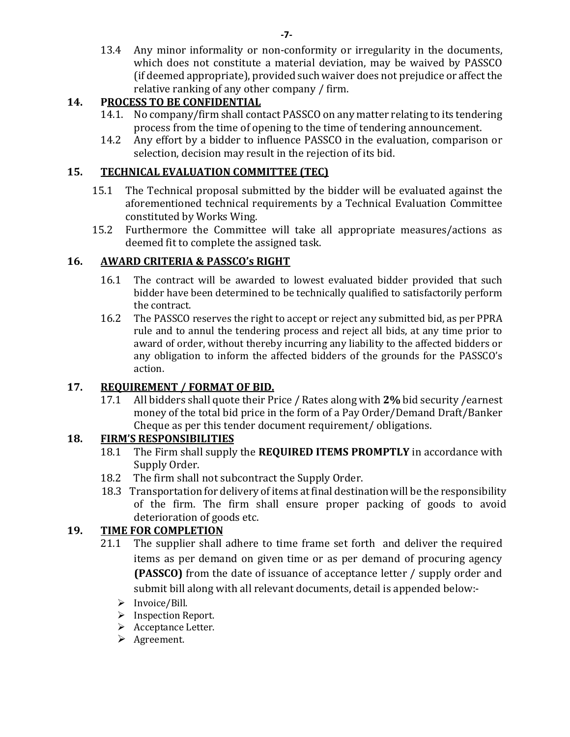13.4 Any minor informality or non-conformity or irregularity in the documents, which does not constitute a material deviation, may be waived by PASSCO (if deemed appropriate), provided such waiver does not prejudice or affect the relative ranking of any other company / firm.

## 14. PROCESS TO BE CONFIDENTIAL

14.1. No company/firm shall contact PASSCO on any matter relating to its tendering process from the time of opening to the time of tendering announcement.

14.2 Any effort by a bidder to influence PASSCO in the evaluation, comparison or selection, decision may result in the rejection of its bid.

## 15. TECHNICAL EVALUATION COMMITTEE (TEC)

15.1 The Technical proposal submitted by the bidder will be evaluated against the aforementioned technical requirements by a Technical Evaluation Committee constituted by Works Wing.

15.2 Furthermore the Committee will take all appropriate measures/actions as deemed fit to complete the assigned task.

## 16. AWARD CRITERIA & PASSCO's RIGHT

16.1 The contract will be awarded to lowest evaluated bidder provided that such bidder have been determined to be technically qualified to satisfactorily perform the contract.

16.2 The PASSCO reserves the right to accept or reject any submitted bid, as per PPRA rule and to annul the tendering process and reject all bids, at any time prior to award of order, without thereby incurring any liability to the affected bidders or any obligation to inform the affected bidders of the grounds for the PASSCO's action.

## 17. REQUIREMENT / FORMAT OF BID.

17.1 All bidders shall quote their Price / Rates along with **2%** bid security /earnest money of the total bid price in the form of a Pay Order/Demand Draft/Banker Cheque as per this tender document requirement/ obligations.

## 18. FIRM'S RESPONSIBILITIES

18.1 The Firm shall supply the **REQUIRED ITEMS PROMPTLY** in accordance with Supply Order.

18.2 The firm shall not subcontract the Supply Order.

18.3 Transportation for delivery of items at final destination will be the responsibility of the firm. The firm shall ensure proper packing of goods to avoid deterioration of goods etc.

## 19. TIME FOR COMPLETION

21.1 The supplier shall adhere to time frame set forth and deliver the required items as per demand on given time or as per demand of procuring agency **(PASSCO)** from the date of issuance of acceptance letter / supply order and submit bill along with all relevant documents, detail is appended below:-

- Invoice/Bill.
- Inspection Report.
- Acceptance Letter.
- Agreement.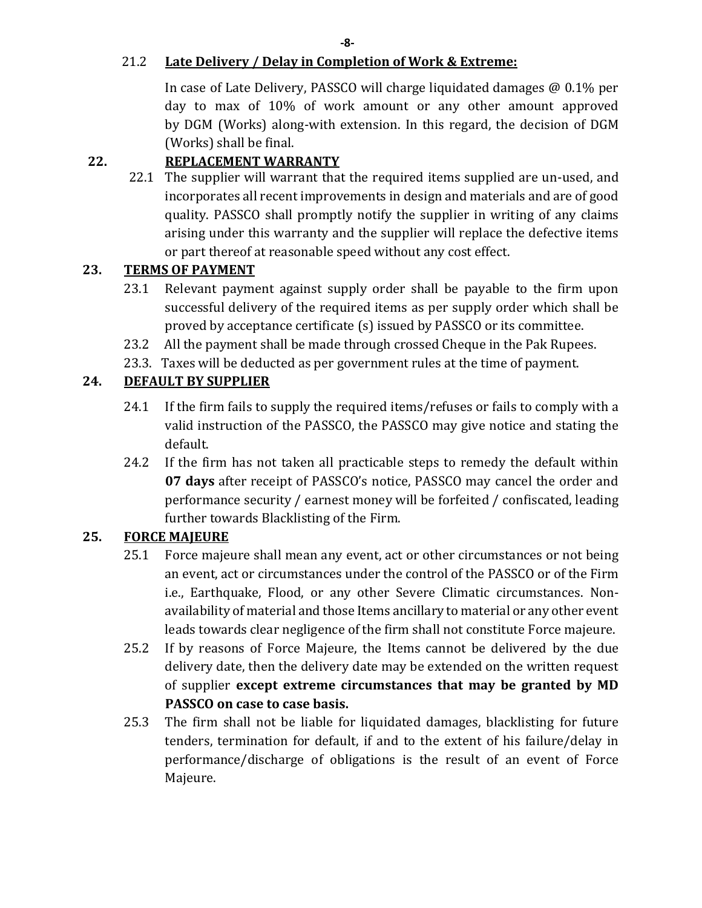21.2 **Late Delivery / Delay in Completion of Work & Extreme:**

In case of Late Delivery, PASSCO will charge liquidated damages @ 0.1% per day to max of 10% of work amount or any other amount approved by DGM (Works) along-with extension. In this regard, the decision of DGM (Works) shall be final.

## 22. REPLACEMENT WARRANTY

22.1 The supplier will warrant that the required items supplied are un-used, and incorporates all recent improvements in design and materials and are of good quality. PASSCO shall promptly notify the supplier in writing of any claims arising under this warranty and the supplier will replace the defective items or part thereof at reasonable speed without any cost effect.

## 23. TERMS OF PAYMENT

23.1 Relevant payment against supply order shall be payable to the firm upon successful delivery of the required items as per supply order which shall be proved by acceptance certificate (s) issued by PASSCO or its committee.

23.2 All the payment shall be made through crossed Cheque in the Pak Rupees.

23.3. Taxes will be deducted as per government rules at the time of payment.

## 24. DEFAULT BY SUPPLIER

24.1 If the firm fails to supply the required items/refuses or fails to comply with a valid instruction of the PASSCO, the PASSCO may give notice and stating the default.

24.2 If the firm has not taken all practicable steps to remedy the default within **07 days** after receipt of PASSCO's notice, PASSCO may cancel the order and performance security / earnest money will be forfeited / confiscated, leading further towards Blacklisting of the Firm.

## 25. FORCE MAJEURE

25.1 Force majeure shall mean any event, act or other circumstances or not being an event, act or circumstances under the control of the PASSCO or of the Firm i.e., Earthquake, Flood, or any other Severe Climatic circumstances. Non-availability of material and those Items ancillary to material or any other event leads towards clear negligence of the firm shall not constitute Force majeure.

25.2 If by reasons of Force Majeure, the Items cannot be delivered by the due delivery date, then the delivery date may be extended on the written request of supplier **except extreme circumstances that may be granted by MD PASSCO on case to case basis.**

25.3 The firm shall not be liable for liquidated damages, blacklisting for future tenders, termination for default, if and to the extent of his failure/delay in performance/discharge of obligations is the result of an event of Force Majeure.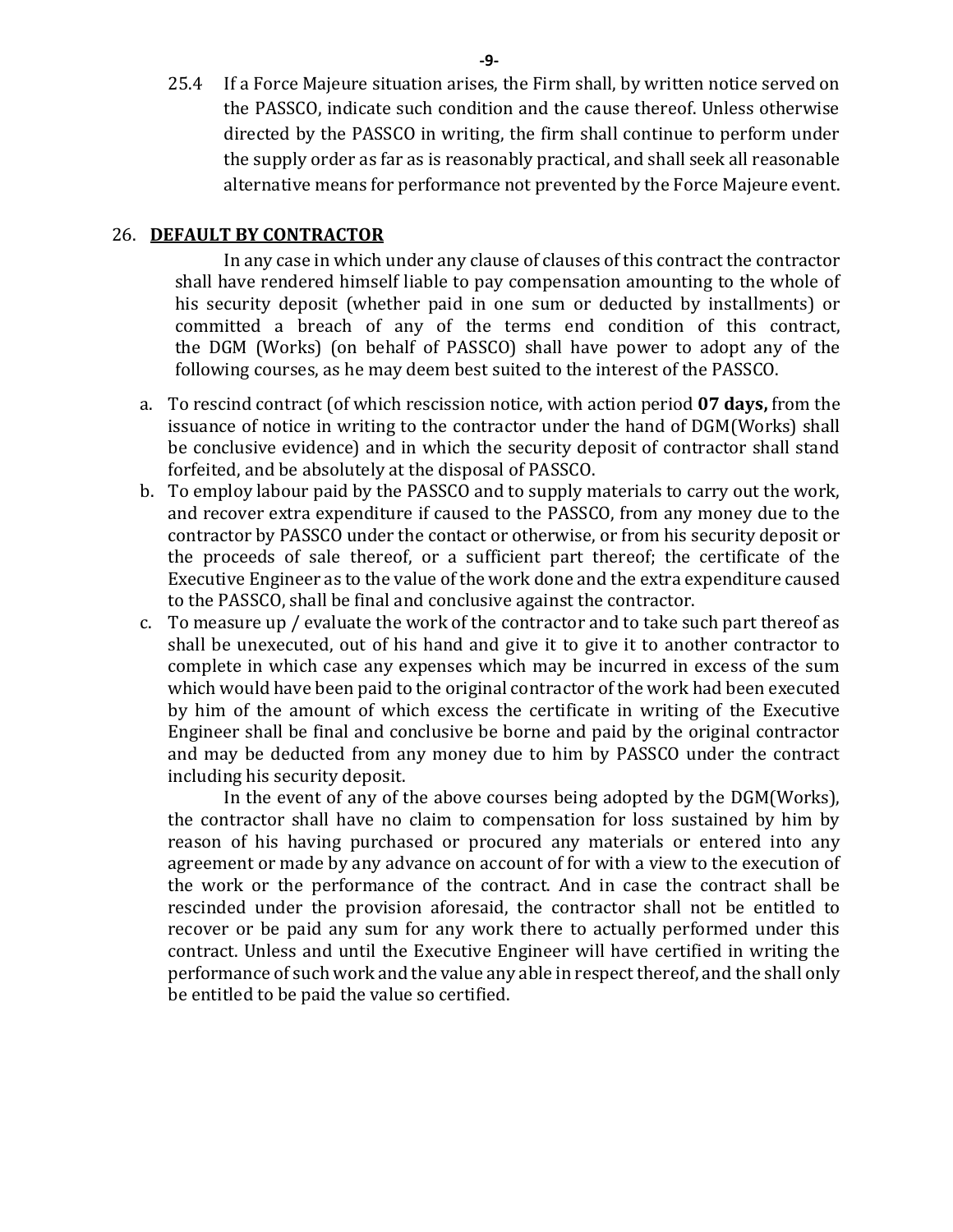25.4 If a Force Majeure situation arises, the Firm shall, by written notice served on the PASSCO, indicate such condition and the cause thereof. Unless otherwise directed by the PASSCO in writing, the firm shall continue to perform under the supply order as far as is reasonably practical, and shall seek all reasonable alternative means for performance not prevented by the Force Majeure event.

26. **DEFAULT BY CONTRACTOR**

In any case in which under any clause of clauses of this contract the contractor shall have rendered himself liable to pay compensation amounting to the whole of his security deposit (whether paid in one sum or deducted by installments) or committed a breach of any of the terms end condition of this contract, the DGM (Works) (on behalf of PASSCO) shall have power to adopt any of the following courses, as he may deem best suited to the interest of the PASSCO.

a. To rescind contract (of which rescission notice, with action period **07 days,** from the issuance of notice in writing to the contractor under the hand of DGM(Works) shall be conclusive evidence) and in which the security deposit of contractor shall stand forfeited, and be absolutely at the disposal of PASSCO.
b. To employ labour paid by the PASSCO and to supply materials to carry out the work, and recover extra expenditure if caused to the PASSCO, from any money due to the contractor by PASSCO under the contact or otherwise, or from his security deposit or the proceeds of sale thereof, or a sufficient part thereof; the certificate of the Executive Engineer as to the value of the work done and the extra expenditure caused to the PASSCO, shall be final and conclusive against the contractor.
c. To measure up / evaluate the work of the contractor and to take such part thereof as shall be unexecuted, out of his hand and give it to give it to another contractor to complete in which case any expenses which may be incurred in excess of the sum which would have been paid to the original contractor of the work had been executed by him of the amount of which excess the certificate in writing of the Executive Engineer shall be final and conclusive be borne and paid by the original contractor and may be deducted from any money due to him by PASSCO under the contract including his security deposit.

In the event of any of the above courses being adopted by the DGM(Works), the contractor shall have no claim to compensation for loss sustained by him by reason of his having purchased or procured any materials or entered into any agreement or made by any advance on account of for with a view to the execution of the work or the performance of the contract. And in case the contract shall be rescinded under the provision aforesaid, the contractor shall not be entitled to recover or be paid any sum for any work there to actually performed under this contract. Unless and until the Executive Engineer will have certified in writing the performance of such work and the value any able in respect thereof, and the shall only be entitled to be paid the value so certified.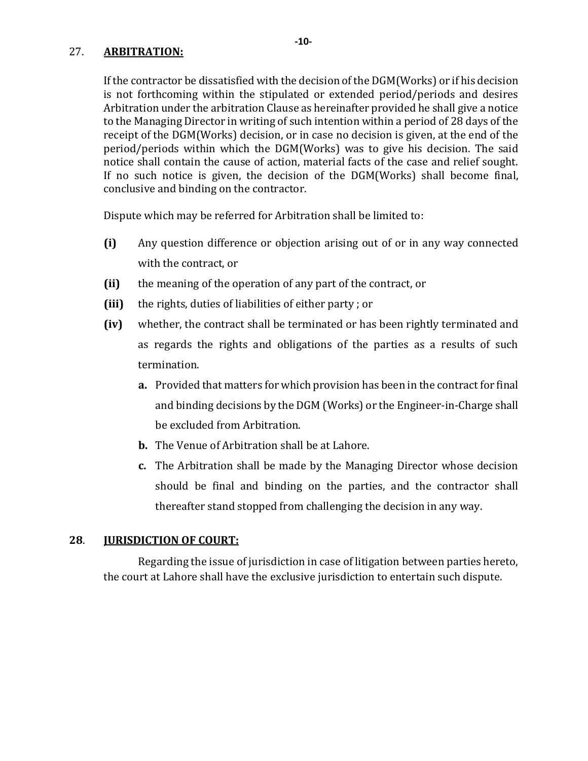## 27. **ARBITRATION:**

If the contractor be dissatisfied with the decision of the DGM(Works) or if his decision is not forthcoming within the stipulated or extended period/periods and desires Arbitration under the arbitration Clause as hereinafter provided he shall give a notice to the Managing Director in writing of such intention within a period of 28 days of the receipt of the DGM(Works) decision, or in case no decision is given, at the end of the period/periods within which the DGM(Works) was to give his decision. The said notice shall contain the cause of action, material facts of the case and relief sought. If no such notice is given, the decision of the DGM(Works) shall become final, conclusive and binding on the contractor.

Dispute which may be referred for Arbitration shall be limited to:

**(i)** Any question difference or objection arising out of or in any way connected with the contract, or

**(ii)** the meaning of the operation of any part of the contract, or

**(iii)** the rights, duties of liabilities of either party ; or

**(iv)** whether, the contract shall be terminated or has been rightly terminated and as regards the rights and obligations of the parties as a results of such termination.

- **a.** Provided that matters for which provision has been in the contract for final and binding decisions by the DGM (Works) or the Engineer-in-Charge shall be excluded from Arbitration.
- **b.** The Venue of Arbitration shall be at Lahore.
- **c.** The Arbitration shall be made by the Managing Director whose decision should be final and binding on the parties, and the contractor shall thereafter stand stopped from challenging the decision in any way.

## **28**. **JURISDICTION OF COURT:**

Regarding the issue of jurisdiction in case of litigation between parties hereto, the court at Lahore shall have the exclusive jurisdiction to entertain such dispute.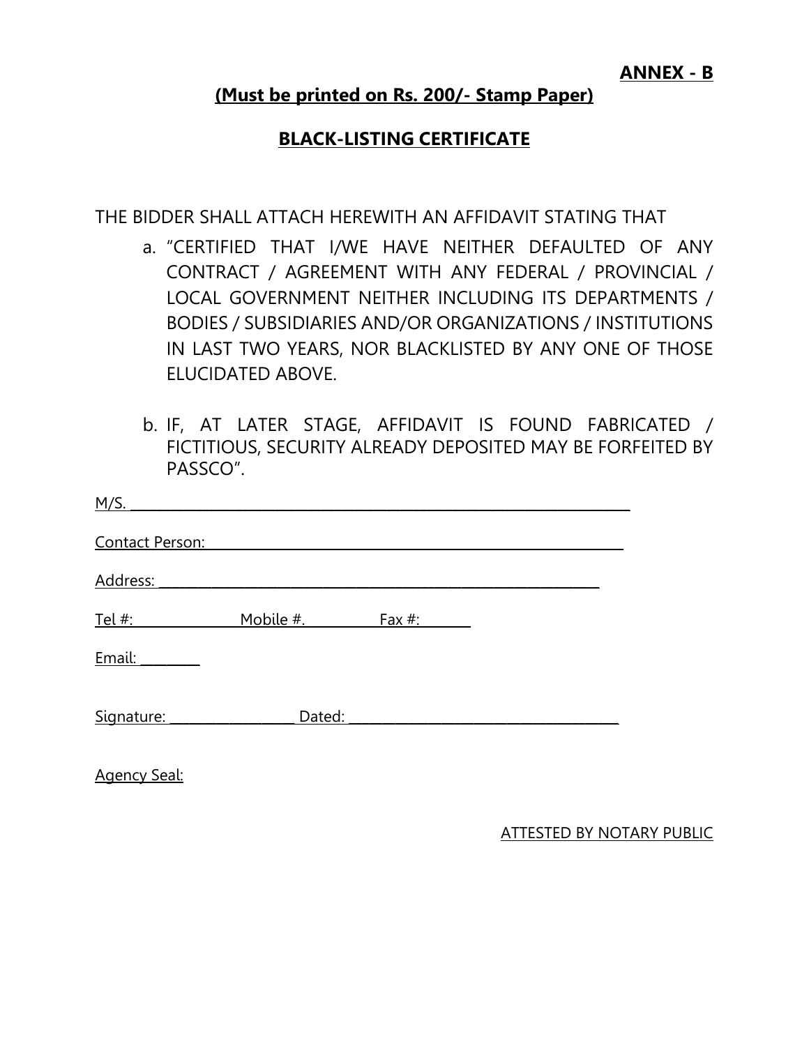**ANNEX - B**

**(Must be printed on Rs. 200/- Stamp Paper)**

## BLACK-LISTING CERTIFICATE

THE BIDDER SHALL ATTACH HEREWITH AN AFFIDAVIT STATING THAT

a. "CERTIFIED THAT I/WE HAVE NEITHER DEFAULTED OF ANY CONTRACT / AGREEMENT WITH ANY FEDERAL / PROVINCIAL / LOCAL GOVERNMENT NEITHER INCLUDING ITS DEPARTMENTS / BODIES / SUBSIDIARIES AND/OR ORGANIZATIONS / INSTITUTIONS IN LAST TWO YEARS, NOR BLACKLISTED BY ANY ONE OF THOSE ELUCIDATED ABOVE.

b. IF, AT LATER STAGE, AFFIDAVIT IS FOUND FABRICATED / FICTITIOUS, SECURITY ALREADY DEPOSITED MAY BE FORFEITED BY PASSCO".

M/S. ________________________________________________________________

Contact Person: ________________________________________________________

Address: _____________________________________________________________

Tel #: ______________ Mobile #. ___________ Fax #: _______

Email: ________

Signature: _________________ Dated: _________________________________

Agency Seal:

ATTESTED BY NOTARY PUBLIC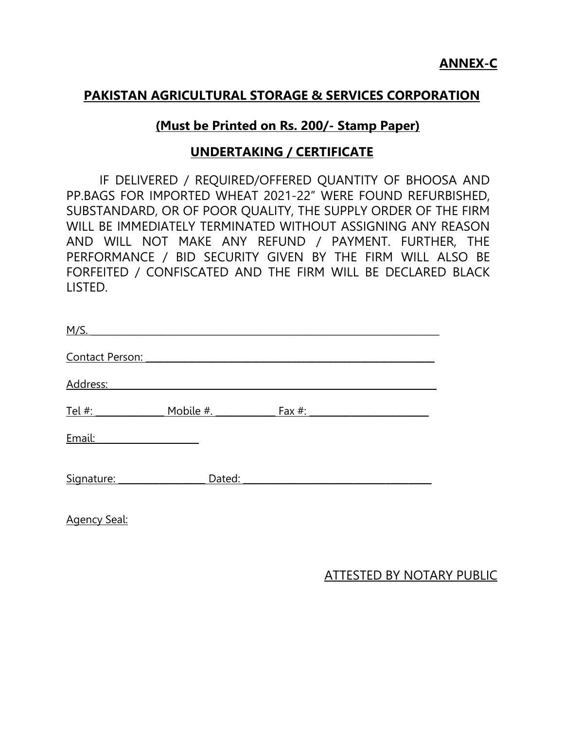**ANNEX-C**

## PAKISTAN AGRICULTURAL STORAGE & SERVICES CORPORATION

### (Must be Printed on Rs. 200/- Stamp Paper)

### UNDERTAKING / CERTIFICATE

IF DELIVERED / REQUIRED/OFFERED QUANTITY OF BHOOSA AND PP.BAGS FOR IMPORTED WHEAT 2021-22" WERE FOUND REFURBISHED, SUBSTANDARD, OR OF POOR QUALITY, THE SUPPLY ORDER OF THE FIRM WILL BE IMMEDIATELY TERMINATED WITHOUT ASSIGNING ANY REASON AND WILL NOT MAKE ANY REFUND / PAYMENT. FURTHER, THE PERFORMANCE / BID SECURITY GIVEN BY THE FIRM WILL ALSO BE FORFEITED / CONFISCATED AND THE FIRM WILL BE DECLARED BLACK LISTED.

M/S. ______________________________________________________________

Contact Person: ___________________________________________________

Address: _________________________________________________________

Tel #: ______________ Mobile #. ____________ Fax #: _______________________

Email: ____________________

Signature: _________________ Dated: ____________________________________

Agency Seal:

ATTESTED BY NOTARY PUBLIC